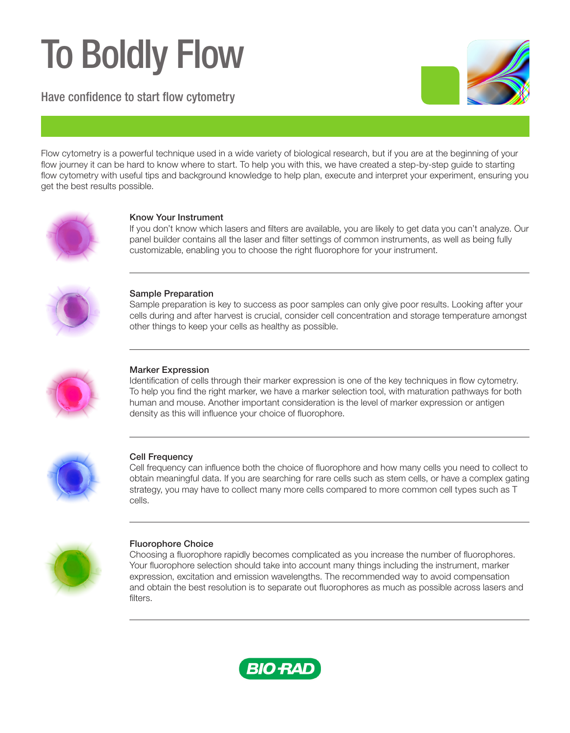# To Boldly Flow

## Have confidence to start flow cytometry

Flow cytometry is a powerful technique used in a wide variety of biological research, but if you are at the beginning of your flow journey it can be hard to know where to start. To help you with this, we have created a step-by-step guide to starting flow cytometry with useful tips and background knowledge to help plan, execute and interpret your experiment, ensuring you get the best results possible.

### Know Your Instrument

If you don't know which lasers and filters are available, you are likely to get data you can't analyze. Our panel builder contains all the laser and filter settings of common instruments, as well as being fully customizable, enabling you to choose the right fluorophore for your instrument.

### Sample Preparation

Sample preparation is key to success as poor samples can only give poor results. Looking after your cells during and after harvest is crucial, consider cell concentration and storage temperature amongst other things to keep your cells as healthy as possible.

### Marker Expression

Identification of cells through their marker expression is one of the key techniques in flow cytometry. To help you find the right marker, we have a marker selection tool, with maturation pathways for both human and mouse. Another important consideration is the level of marker expression or antigen density as this will influence your choice of fluorophore.

### Cell Frequency

Cell frequency can influence both the choice of fluorophore and how many cells you need to collect to obtain meaningful data. If you are searching for rare cells such as stem cells, or have a complex gating strategy, you may have to collect many more cells compared to more common cell types such as T cells.

### Fluorophore Choice

Choosing a fluorophore rapidly becomes complicated as you increase the number of fluorophores. Your fluorophore selection should take into account many things including the instrument, marker expression, excitation and emission wavelengths. The recommended way to avoid compensation and obtain the best resolution is to separate out fluorophores as much as possible across lasers and filters.

BIO-RAD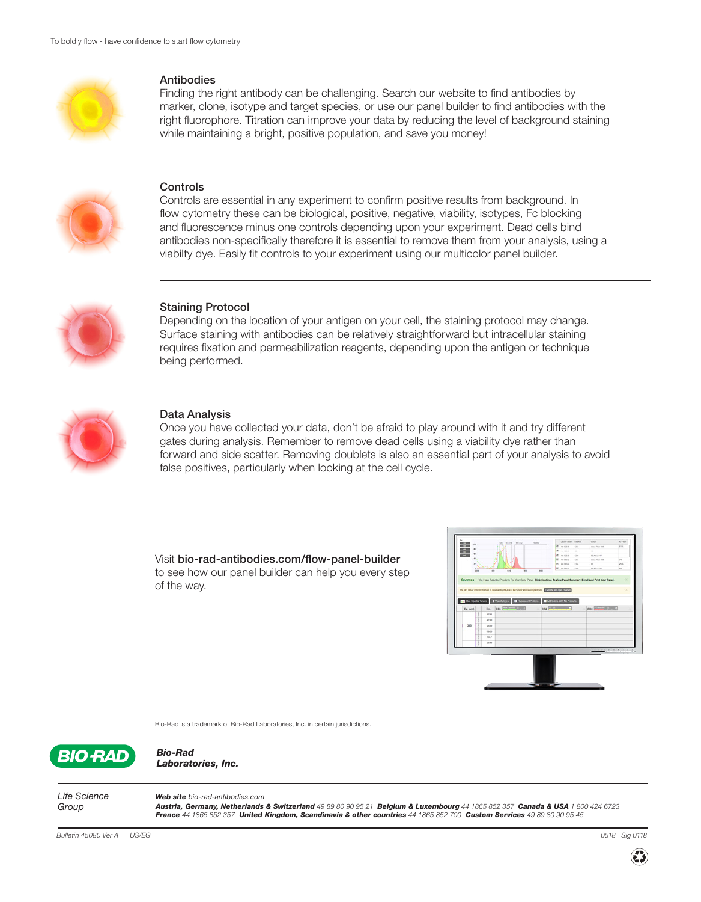## Antibodies

Finding the right antibody can be challenging. Search our website to find antibodies by marker, clone, isotype and target species, or use our panel builder to find antibodies with the right fluorophore. Titration can improve your data by reducing the level of background staining while maintaining a bright, positive population, and save you money!

## Controls

Controls are essential in any experiment to confirm positive results from background. In flow cytometry these can be biological, positive, negative, viability, isotypes, Fc blocking and fluorescence minus one controls depending upon your experiment. Dead cells bind antibodies non-specifically therefore it is essential to remove them from your analysis, using a viabilty dye. Easily fit controls to your experiment using our multicolor panel builder.

## Staining Protocol

Depending on the location of your antigen on your cell, the staining protocol may change. Surface staining with antibodies can be relatively straightforward but intracellular staining requires fixation and permeabilization reagents, depending upon the antigen or technique being performed.

## Data Analysis

Once you have collected your data, don't be afraid to play around with it and try different gates during analysis. Remember to remove dead cells using a viability dye rather than forward and side scatter. Removing doublets is also an essential part of your analysis to avoid false positives, particularly when looking at the cell cycle.

Visit **bio-rad-antibodies.com/flow-panel-builder** to see how our panel builder can help you every step of the way.

Bio-Rad is a trademark of Bio-Rad Laboratories, Inc. in certain jurisdictions.

***Bio-Rad Laboratories, Inc.***

*Life Science Group*

***Web site*** *bio-rad-antibodies.com*
***Austria, Germany, Netherlands & Switzerland*** *49 89 80 90 95 21* ***Belgium & Luxembourg*** *44 1865 852 357* ***Canada & USA*** *1 800 424 6723*
***France*** *44 1865 852 357* ***United Kingdom, Scandinavia & other countries*** *44 1865 852 700* ***Custom Services*** *49 89 80 90 95 45*

*Bulletin 45080 Ver A US/EG*

*0518 Sig 0118*